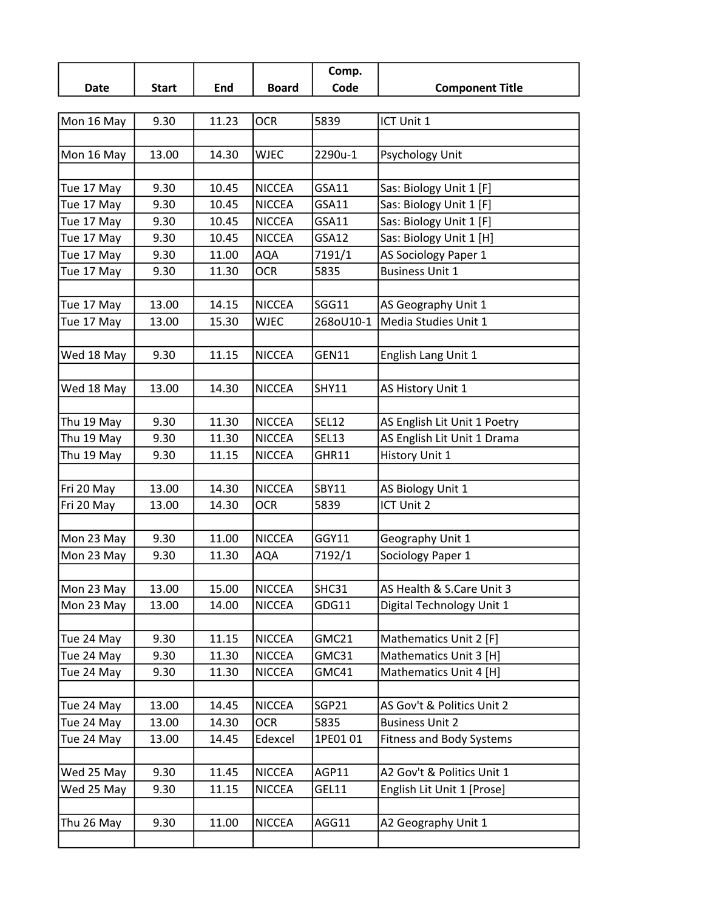| Date | Start | End | Board | Comp. Code | Component Title |
|---|---|---|---|---|---|
| Mon 16 May | 9.30 | 11.23 | OCR | 5839 | ICT Unit 1 |
| | | | | | |
| Mon 16 May | 13.00 | 14.30 | WJEC | 2290u-1 | Psychology Unit |
| | | | | | |
| Tue 17 May | 9.30 | 10.45 | NICCEA | GSA11 | Sas: Biology Unit 1 [F] |
| Tue 17 May | 9.30 | 10.45 | NICCEA | GSA11 | Sas: Biology Unit 1 [F] |
| Tue 17 May | 9.30 | 10.45 | NICCEA | GSA11 | Sas: Biology Unit 1 [F] |
| Tue 17 May | 9.30 | 10.45 | NICCEA | GSA12 | Sas: Biology Unit 1 [H] |
| Tue 17 May | 9.30 | 11.00 | AQA | 7191/1 | AS Sociology Paper 1 |
| Tue 17 May | 9.30 | 11.30 | OCR | 5835 | Business Unit 1 |
| | | | | | |
| Tue 17 May | 13.00 | 14.15 | NICCEA | SGG11 | AS Geography Unit 1 |
| Tue 17 May | 13.00 | 15.30 | WJEC | 268oU10-1 | Media Studies Unit 1 |
| | | | | | |
| Wed 18 May | 9.30 | 11.15 | NICCEA | GEN11 | English Lang Unit 1 |
| | | | | | |
| Wed 18 May | 13.00 | 14.30 | NICCEA | SHY11 | AS History Unit 1 |
| | | | | | |
| Thu 19 May | 9.30 | 11.30 | NICCEA | SEL12 | AS English Lit Unit 1 Poetry |
| Thu 19 May | 9.30 | 11.30 | NICCEA | SEL13 | AS English Lit Unit 1 Drama |
| Thu 19 May | 9.30 | 11.15 | NICCEA | GHR11 | History Unit 1 |
| | | | | | |
| Fri 20 May | 13.00 | 14.30 | NICCEA | SBY11 | AS Biology Unit 1 |
| Fri 20 May | 13.00 | 14.30 | OCR | 5839 | ICT Unit 2 |
| | | | | | |
| Mon 23 May | 9.30 | 11.00 | NICCEA | GGY11 | Geography Unit 1 |
| Mon 23 May | 9.30 | 11.30 | AQA | 7192/1 | Sociology Paper 1 |
| | | | | | |
| Mon 23 May | 13.00 | 15.00 | NICCEA | SHC31 | AS Health & S.Care Unit 3 |
| Mon 23 May | 13.00 | 14.00 | NICCEA | GDG11 | Digital Technology Unit 1 |
| | | | | | |
| Tue 24 May | 9.30 | 11.15 | NICCEA | GMC21 | Mathematics Unit 2 [F] |
| Tue 24 May | 9.30 | 11.30 | NICCEA | GMC31 | Mathematics Unit 3 [H] |
| Tue 24 May | 9.30 | 11.30 | NICCEA | GMC41 | Mathematics Unit 4 [H] |
| | | | | | |
| Tue 24 May | 13.00 | 14.45 | NICCEA | SGP21 | AS Gov't & Politics Unit 2 |
| Tue 24 May | 13.00 | 14.30 | OCR | 5835 | Business Unit 2 |
| Tue 24 May | 13.00 | 14.45 | Edexcel | 1PE01 01 | Fitness and Body Systems |
| | | | | | |
| Wed 25 May | 9.30 | 11.45 | NICCEA | AGP11 | A2 Gov't & Politics Unit 1 |
| Wed 25 May | 9.30 | 11.15 | NICCEA | GEL11 | English Lit Unit 1 [Prose] |
| | | | | | |
| Thu 26 May | 9.30 | 11.00 | NICCEA | AGG11 | A2 Geography Unit 1 |
| | | | | | |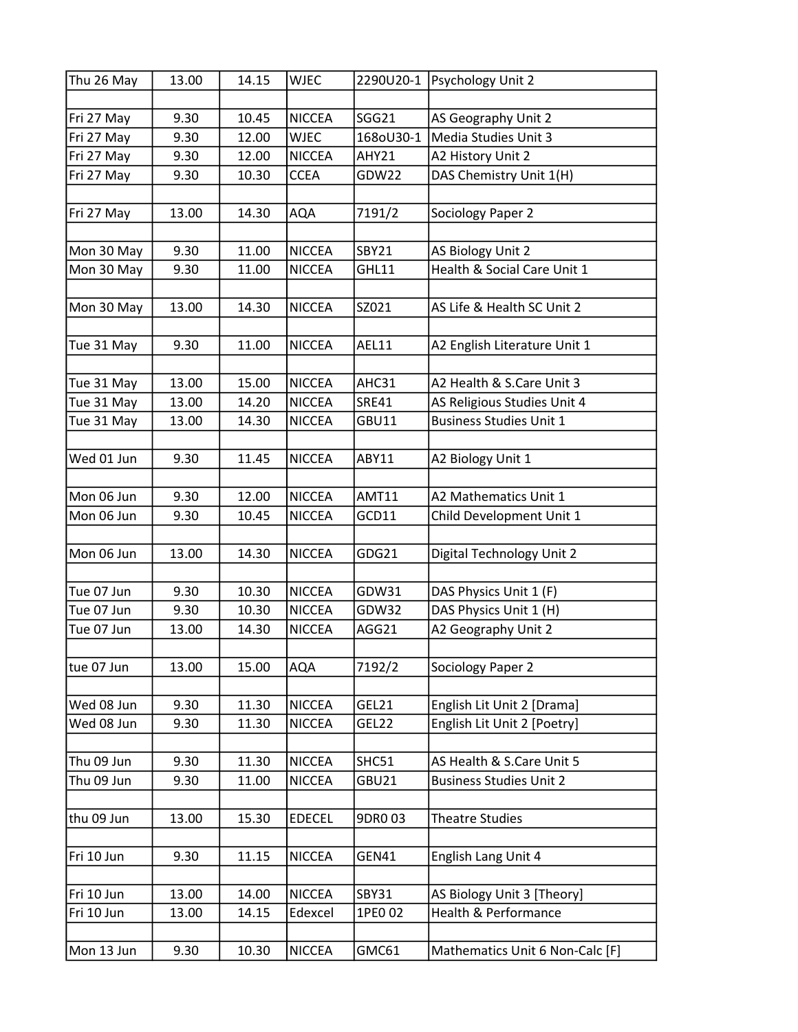| | | | | | |
|---|---|---|---|---|---|
| Thu 26 May | 13.00 | 14.15 | WJEC | 2290U20-1 | Psychology Unit 2 |
| | | | | | |
| Fri 27 May | 9.30 | 10.45 | NICCEA | SGG21 | AS Geography Unit 2 |
| Fri 27 May | 9.30 | 12.00 | WJEC | 168oU30-1 | Media Studies Unit 3 |
| Fri 27 May | 9.30 | 12.00 | NICCEA | AHY21 | A2 History Unit 2 |
| Fri 27 May | 9.30 | 10.30 | CCEA | GDW22 | DAS Chemistry Unit 1(H) |
| | | | | | |
| Fri 27 May | 13.00 | 14.30 | AQA | 7191/2 | Sociology Paper 2 |
| | | | | | |
| Mon 30 May | 9.30 | 11.00 | NICCEA | SBY21 | AS Biology Unit 2 |
| Mon 30 May | 9.30 | 11.00 | NICCEA | GHL11 | Health & Social Care Unit 1 |
| | | | | | |
| Mon 30 May | 13.00 | 14.30 | NICCEA | SZ021 | AS Life & Health SC Unit 2 |
| | | | | | |
| Tue 31 May | 9.30 | 11.00 | NICCEA | AEL11 | A2 English Literature Unit 1 |
| | | | | | |
| Tue 31 May | 13.00 | 15.00 | NICCEA | AHC31 | A2 Health & S.Care Unit 3 |
| Tue 31 May | 13.00 | 14.20 | NICCEA | SRE41 | AS Religious Studies Unit 4 |
| Tue 31 May | 13.00 | 14.30 | NICCEA | GBU11 | Business Studies Unit 1 |
| | | | | | |
| Wed 01 Jun | 9.30 | 11.45 | NICCEA | ABY11 | A2 Biology Unit 1 |
| | | | | | |
| Mon 06 Jun | 9.30 | 12.00 | NICCEA | AMT11 | A2 Mathematics Unit 1 |
| Mon 06 Jun | 9.30 | 10.45 | NICCEA | GCD11 | Child Development Unit 1 |
| | | | | | |
| Mon 06 Jun | 13.00 | 14.30 | NICCEA | GDG21 | Digital Technology Unit 2 |
| | | | | | |
| Tue 07 Jun | 9.30 | 10.30 | NICCEA | GDW31 | DAS Physics Unit 1 (F) |
| Tue 07 Jun | 9.30 | 10.30 | NICCEA | GDW32 | DAS Physics Unit 1 (H) |
| Tue 07 Jun | 13.00 | 14.30 | NICCEA | AGG21 | A2 Geography Unit 2 |
| | | | | | |
| tue 07 Jun | 13.00 | 15.00 | AQA | 7192/2 | Sociology Paper 2 |
| | | | | | |
| Wed 08 Jun | 9.30 | 11.30 | NICCEA | GEL21 | English Lit Unit 2 [Drama] |
| Wed 08 Jun | 9.30 | 11.30 | NICCEA | GEL22 | English Lit Unit 2 [Poetry] |
| | | | | | |
| Thu 09 Jun | 9.30 | 11.30 | NICCEA | SHC51 | AS Health & S.Care Unit 5 |
| Thu 09 Jun | 9.30 | 11.00 | NICCEA | GBU21 | Business Studies Unit 2 |
| | | | | | |
| thu 09 Jun | 13.00 | 15.30 | EDECEL | 9DR0 03 | Theatre Studies |
| | | | | | |
| Fri 10 Jun | 9.30 | 11.15 | NICCEA | GEN41 | English Lang Unit 4 |
| | | | | | |
| Fri 10 Jun | 13.00 | 14.00 | NICCEA | SBY31 | AS Biology Unit 3 [Theory] |
| Fri 10 Jun | 13.00 | 14.15 | Edexcel | 1PE0 02 | Health & Performance |
| | | | | | |
| Mon 13 Jun | 9.30 | 10.30 | NICCEA | GMC61 | Mathematics Unit 6 Non-Calc [F] |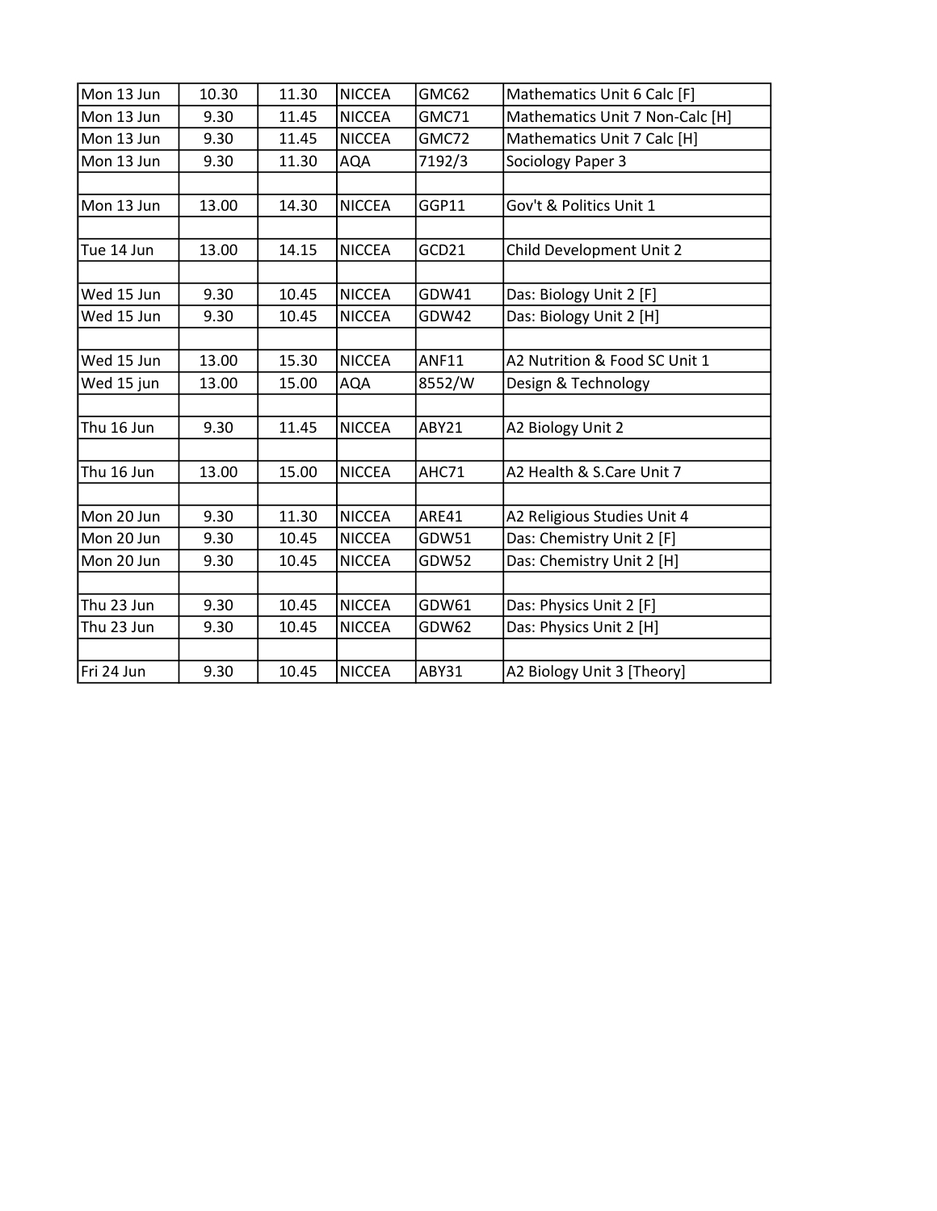| | | | | | |
|---|---|---|---|---|---|
| Mon 13 Jun | 10.30 | 11.30 | NICCEA | GMC62 | Mathematics Unit 6 Calc [F] |
| Mon 13 Jun | 9.30 | 11.45 | NICCEA | GMC71 | Mathematics Unit 7 Non-Calc [H] |
| Mon 13 Jun | 9.30 | 11.45 | NICCEA | GMC72 | Mathematics Unit 7 Calc [H] |
| Mon 13 Jun | 9.30 | 11.30 | AQA | 7192/3 | Sociology Paper 3 |
| | | | | | |
| Mon 13 Jun | 13.00 | 14.30 | NICCEA | GGP11 | Gov't & Politics Unit 1 |
| | | | | | |
| Tue 14 Jun | 13.00 | 14.15 | NICCEA | GCD21 | Child Development Unit 2 |
| | | | | | |
| Wed 15 Jun | 9.30 | 10.45 | NICCEA | GDW41 | Das: Biology Unit 2 [F] |
| Wed 15 Jun | 9.30 | 10.45 | NICCEA | GDW42 | Das: Biology Unit 2 [H] |
| | | | | | |
| Wed 15 Jun | 13.00 | 15.30 | NICCEA | ANF11 | A2 Nutrition & Food SC Unit 1 |
| Wed 15 jun | 13.00 | 15.00 | AQA | 8552/W | Design & Technology |
| | | | | | |
| Thu 16 Jun | 9.30 | 11.45 | NICCEA | ABY21 | A2 Biology Unit 2 |
| | | | | | |
| Thu 16 Jun | 13.00 | 15.00 | NICCEA | AHC71 | A2 Health & S.Care Unit 7 |
| | | | | | |
| Mon 20 Jun | 9.30 | 11.30 | NICCEA | ARE41 | A2 Religious Studies Unit 4 |
| Mon 20 Jun | 9.30 | 10.45 | NICCEA | GDW51 | Das: Chemistry Unit 2 [F] |
| Mon 20 Jun | 9.30 | 10.45 | NICCEA | GDW52 | Das: Chemistry Unit 2 [H] |
| | | | | | |
| Thu 23 Jun | 9.30 | 10.45 | NICCEA | GDW61 | Das: Physics Unit 2 [F] |
| Thu 23 Jun | 9.30 | 10.45 | NICCEA | GDW62 | Das: Physics Unit 2 [H] |
| | | | | | |
| Fri 24 Jun | 9.30 | 10.45 | NICCEA | ABY31 | A2 Biology Unit 3 [Theory] |